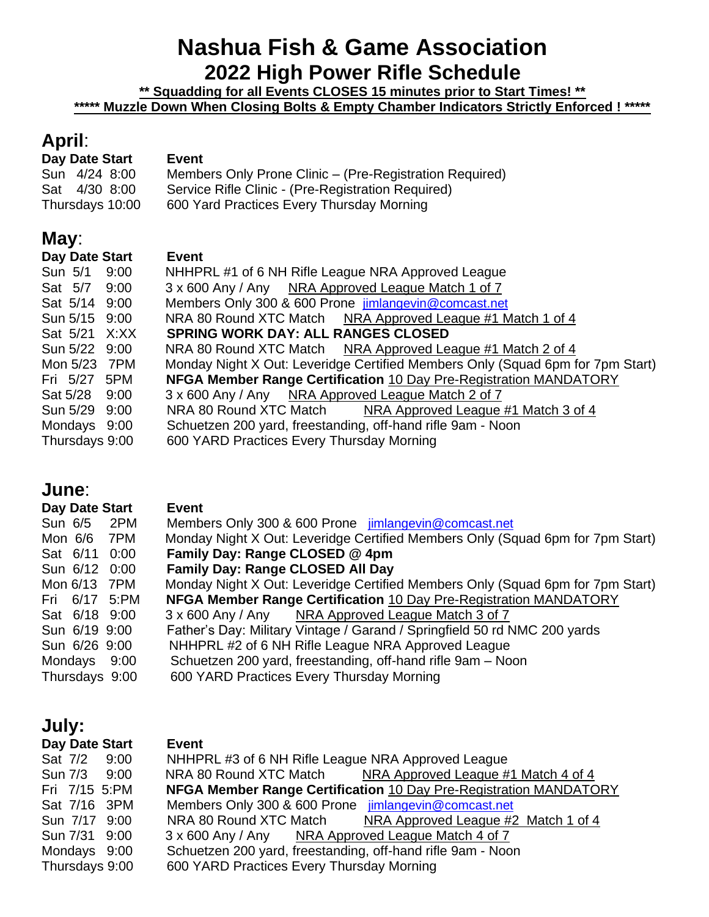# Nashua Fish & Game Association
## 2022 High Power Rifle Schedule

**\*\* Squadding for all Events CLOSES 15 minutes prior to Start Times! \*\***

**\*\*\*\*\* Muzzle Down When Closing Bolts & Empty Chamber Indicators Strictly Enforced ! \*\*\*\*\***

## April:

| Day Date Start | Event |
|---|---|
| Sun 4/24 8:00 | Members Only Prone Clinic – (Pre-Registration Required) |
| Sat 4/30 8:00 | Service Rifle Clinic - (Pre-Registration Required) |
| Thursdays 10:00 | 600 Yard Practices Every Thursday Morning |

## May:

| Day Date Start | Event |
|---|---|
| Sun 5/1 9:00 | NHHPRL #1 of 6 NH Rifle League NRA Approved League |
| Sat 5/7 9:00 | 3 x 600 Any / Any NRA Approved League Match 1 of 7 |
| Sat 5/14 9:00 | Members Only 300 & 600 Prone jimlangevin@comcast.net |
| Sun 5/15 9:00 | NRA 80 Round XTC Match NRA Approved League #1 Match 1 of 4 |
| Sat 5/21 X:XX | **SPRING WORK DAY: ALL RANGES CLOSED** |
| Sun 5/22 9:00 | NRA 80 Round XTC Match NRA Approved League #1 Match 2 of 4 |
| Mon 5/23 7PM | Monday Night X Out: Leveridge Certified Members Only (Squad 6pm for 7pm Start) |
| Fri 5/27 5PM | **NFGA Member Range Certification** 10 Day Pre-Registration MANDATORY |
| Sat 5/28 9:00 | 3 x 600 Any / Any NRA Approved League Match 2 of 7 |
| Sun 5/29 9:00 | NRA 80 Round XTC Match NRA Approved League #1 Match 3 of 4 |
| Mondays 9:00 | Schuetzen 200 yard, freestanding, off-hand rifle 9am - Noon |
| Thursdays 9:00 | 600 YARD Practices Every Thursday Morning |

## June:

| Day Date Start | Event |
|---|---|
| Sun 6/5 2PM | Members Only 300 & 600 Prone jimlangevin@comcast.net |
| Mon 6/6 7PM | Monday Night X Out: Leveridge Certified Members Only (Squad 6pm for 7pm Start) |
| Sat 6/11 0:00 | **Family Day: Range CLOSED @ 4pm** |
| Sun 6/12 0:00 | **Family Day: Range CLOSED All Day** |
| Mon 6/13 7PM | Monday Night X Out: Leveridge Certified Members Only (Squad 6pm for 7pm Start) |
| Fri 6/17 5:PM | **NFGA Member Range Certification** 10 Day Pre-Registration MANDATORY |
| Sat 6/18 9:00 | 3 x 600 Any / Any NRA Approved League Match 3 of 7 |
| Sun 6/19 9:00 | Father's Day: Military Vintage / Garand / Springfield 50 rd NMC 200 yards |
| Sun 6/26 9:00 | NHHPRL #2 of 6 NH Rifle League NRA Approved League |
| Mondays 9:00 | Schuetzen 200 yard, freestanding, off-hand rifle 9am – Noon |
| Thursdays 9:00 | 600 YARD Practices Every Thursday Morning |

## July:

| Day Date Start | Event |
|---|---|
| Sat 7/2 9:00 | NHHPRL #3 of 6 NH Rifle League NRA Approved League |
| Sun 7/3 9:00 | NRA 80 Round XTC Match NRA Approved League #1 Match 4 of 4 |
| Fri 7/15 5:PM | **NFGA Member Range Certification** 10 Day Pre-Registration MANDATORY |
| Sat 7/16 3PM | Members Only 300 & 600 Prone jimlangevin@comcast.net |
| Sun 7/17 9:00 | NRA 80 Round XTC Match NRA Approved League #2 Match 1 of 4 |
| Sun 7/31 9:00 | 3 x 600 Any / Any NRA Approved League Match 4 of 7 |
| Mondays 9:00 | Schuetzen 200 yard, freestanding, off-hand rifle 9am - Noon |
| Thursdays 9:00 | 600 YARD Practices Every Thursday Morning |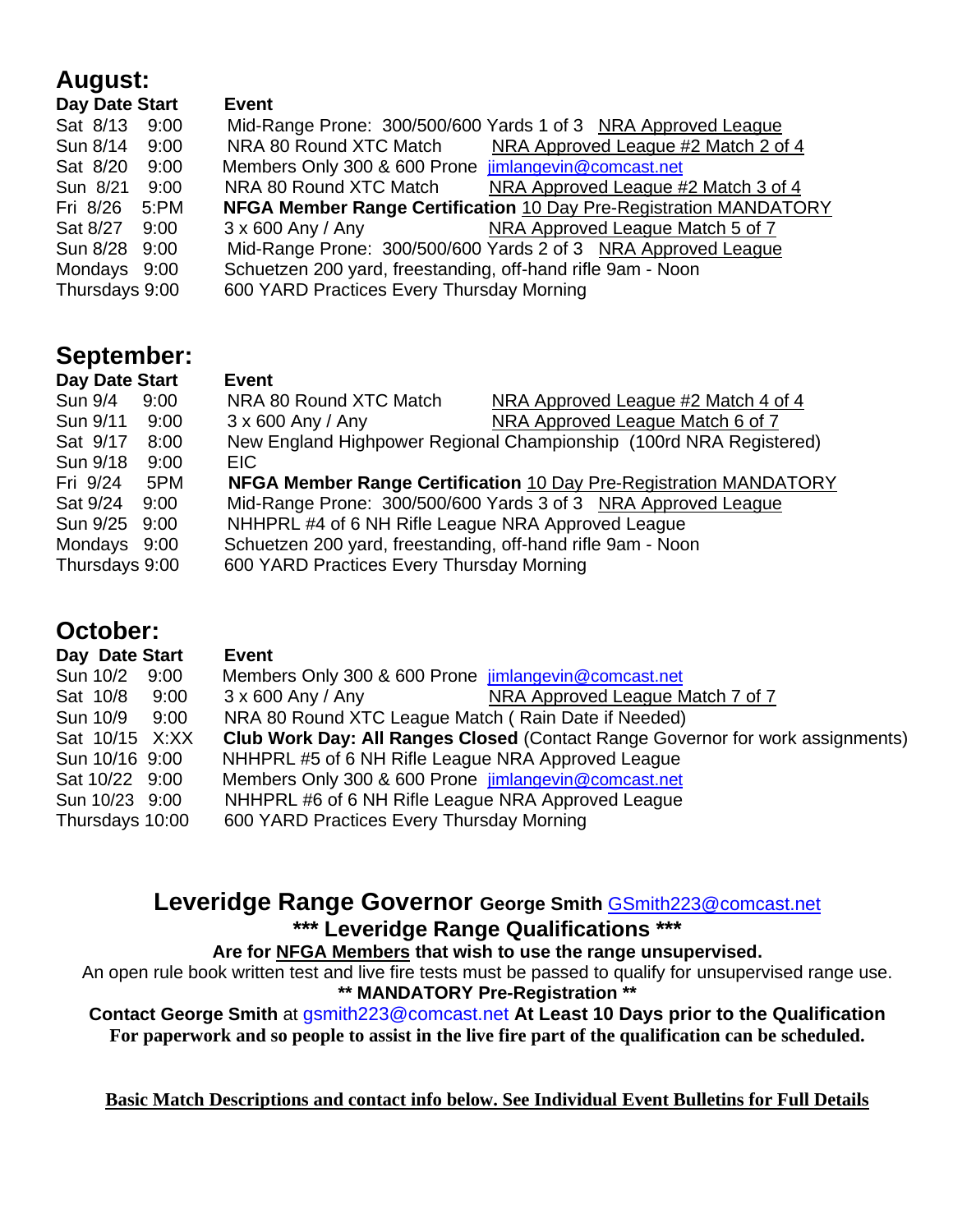## August:

| Day | Date | Start | Event | |
|---|---|---|---|---|
| Sat | 8/13 | 9:00 | Mid-Range Prone: 300/500/600 Yards 1 of 3 | NRA Approved League |
| Sun | 8/14 | 9:00 | NRA 80 Round XTC Match | NRA Approved League #2 Match 2 of 4 |
| Sat | 8/20 | 9:00 | Members Only 300 & 600 Prone | jimlangevin@comcast.net |
| Sun | 8/21 | 9:00 | NRA 80 Round XTC Match | NRA Approved League #2 Match 3 of 4 |
| Fri | 8/26 | 5:PM | **NFGA Member Range Certification** | 10 Day Pre-Registration MANDATORY |
| Sat | 8/27 | 9:00 | 3 x 600 Any / Any | NRA Approved League Match 5 of 7 |
| Sun | 8/28 | 9:00 | Mid-Range Prone: 300/500/600 Yards 2 of 3 | NRA Approved League |
| Mondays | | 9:00 | Schuetzen 200 yard, freestanding, off-hand rifle 9am - Noon | |
| Thursdays | | 9:00 | 600 YARD Practices Every Thursday Morning | |

## September:

| Day | Date | Start | Event | |
|---|---|---|---|---|
| Sun | 9/4 | 9:00 | NRA 80 Round XTC Match | NRA Approved League #2 Match 4 of 4 |
| Sun | 9/11 | 9:00 | 3 x 600 Any / Any | NRA Approved League Match 6 of 7 |
| Sat | 9/17 | 8:00 | New England Highpower Regional Championship (100rd NRA Registered) | |
| Sun | 9/18 | 9:00 | EIC | |
| Fri | 9/24 | 5PM | **NFGA Member Range Certification** | 10 Day Pre-Registration MANDATORY |
| Sat | 9/24 | 9:00 | Mid-Range Prone: 300/500/600 Yards 3 of 3 | NRA Approved League |
| Sun | 9/25 | 9:00 | NHHPRL #4 of 6 NH Rifle League NRA Approved League | |
| Mondays | | 9:00 | Schuetzen 200 yard, freestanding, off-hand rifle 9am - Noon | |
| Thursdays | | 9:00 | 600 YARD Practices Every Thursday Morning | |

## October:

| Day | Date | Start | Event | |
|---|---|---|---|---|
| Sun | 10/2 | 9:00 | Members Only 300 & 600 Prone | jimlangevin@comcast.net |
| Sat | 10/8 | 9:00 | 3 x 600 Any / Any | NRA Approved League Match 7 of 7 |
| Sun | 10/9 | 9:00 | NRA 80 Round XTC League Match ( Rain Date if Needed) | |
| Sat | 10/15 | X:XX | **Club Work Day: All Ranges Closed** (Contact Range Governor for work assignments) | |
| Sun | 10/16 | 9:00 | NHHPRL #5 of 6 NH Rifle League NRA Approved League | |
| Sat | 10/22 | 9:00 | Members Only 300 & 600 Prone | jimlangevin@comcast.net |
| Sun | 10/23 | 9:00 | NHHPRL #6 of 6 NH Rifle League NRA Approved League | |
| Thursdays | | 10:00 | 600 YARD Practices Every Thursday Morning | |

## Leveridge Range Governor **George Smith** GSmith223@comcast.net

### *** Leveridge Range Qualifications ***

**Are for NFGA Members that wish to use the range unsupervised.**

An open rule book written test and live fire tests must be passed to qualify for unsupervised range use.

**** MANDATORY Pre-Registration ****

**Contact George Smith** at gsmith223@comcast.net **At Least 10 Days prior to the Qualification For paperwork and so people to assist in the live fire part of the qualification can be scheduled.**

**Basic Match Descriptions and contact info below. See Individual Event Bulletins for Full Details**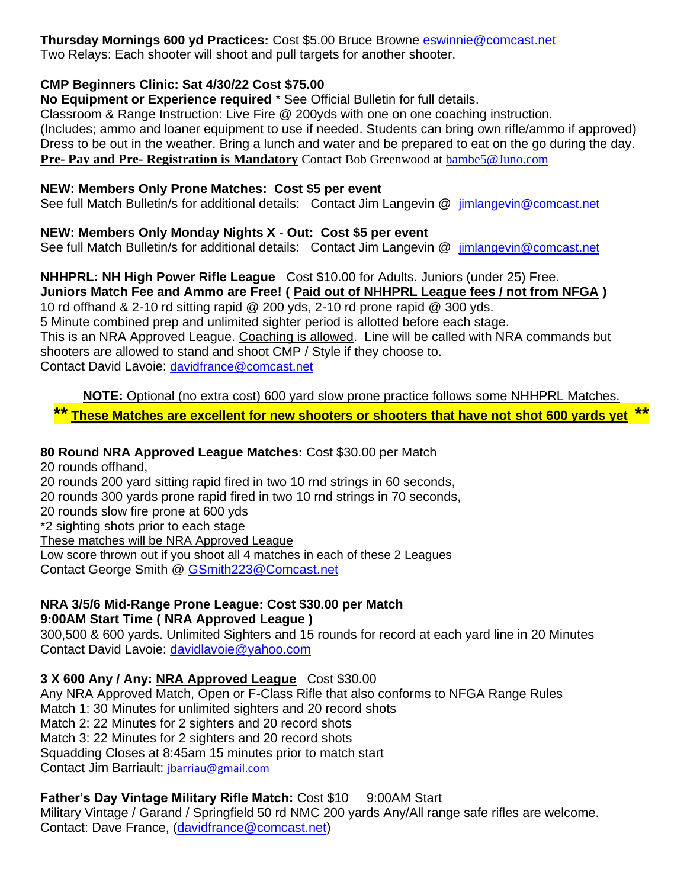**Thursday Mornings 600 yd Practices:** Cost $5.00 Bruce Browne eswinnie@comcast.net
Two Relays: Each shooter will shoot and pull targets for another shooter.

**CMP Beginners Clinic: Sat 4/30/22 Cost $75.00**
**No Equipment or Experience required** * See Official Bulletin for full details.
Classroom & Range Instruction: Live Fire @ 200yds with one on one coaching instruction.
(Includes; ammo and loaner equipment to use if needed. Students can bring own rifle/ammo if approved)
Dress to be out in the weather. Bring a lunch and water and be prepared to eat on the go during the day.
**Pre- Pay and Pre- Registration is Mandatory** Contact Bob Greenwood at bambe5@Juno.com

**NEW: Members Only Prone Matches: Cost $5 per event**
See full Match Bulletin/s for additional details: Contact Jim Langevin @ jimlangevin@comcast.net

**NEW: Members Only Monday Nights X - Out: Cost $5 per event**
See full Match Bulletin/s for additional details: Contact Jim Langevin @ jimlangevin@comcast.net

**NHHPRL: NH High Power Rifle League** Cost $10.00 for Adults. Juniors (under 25) Free.
**Juniors Match Fee and Ammo are Free! ( Paid out of NHHPRL League fees / not from NFGA )**
10 rd offhand & 2-10 rd sitting rapid @ 200 yds, 2-10 rd prone rapid @ 300 yds.
5 Minute combined prep and unlimited sighter period is allotted before each stage.
This is an NRA Approved League. Coaching is allowed. Line will be called with NRA commands but shooters are allowed to stand and shoot CMP / Style if they choose to.
Contact David Lavoie: davidfrance@comcast.net

**NOTE:** Optional (no extra cost) 600 yard slow prone practice follows some NHHPRL Matches.

**\*\* These Matches are excellent for new shooters or shooters that have not shot 600 yards yet \*\***

**80 Round NRA Approved League Matches:** Cost $30.00 per Match
20 rounds offhand,
20 rounds 200 yard sitting rapid fired in two 10 rnd strings in 60 seconds,
20 rounds 300 yards prone rapid fired in two 10 rnd strings in 70 seconds,
20 rounds slow fire prone at 600 yds
*2 sighting shots prior to each stage
These matches will be NRA Approved League
Low score thrown out if you shoot all 4 matches in each of these 2 Leagues
Contact George Smith @ GSmith223@Comcast.net

**NRA 3/5/6 Mid-Range Prone League: Cost $30.00 per Match**
**9:00AM Start Time ( NRA Approved League )**
300,500 & 600 yards. Unlimited Sighters and 15 rounds for record at each yard line in 20 Minutes
Contact David Lavoie: davidlavoie@yahoo.com

**3 X 600 Any / Any: NRA Approved League** Cost $30.00
Any NRA Approved Match, Open or F-Class Rifle that also conforms to NFGA Range Rules
Match 1: 30 Minutes for unlimited sighters and 20 record shots
Match 2: 22 Minutes for 2 sighters and 20 record shots
Match 3: 22 Minutes for 2 sighters and 20 record shots
Squadding Closes at 8:45am 15 minutes prior to match start
Contact Jim Barriault: jbarriau@gmail.com

**Father's Day Vintage Military Rifle Match:** Cost $10 9:00AM Start
Military Vintage / Garand / Springfield 50 rd NMC 200 yards Any/All range safe rifles are welcome.
Contact: Dave France, (davidfrance@comcast.net)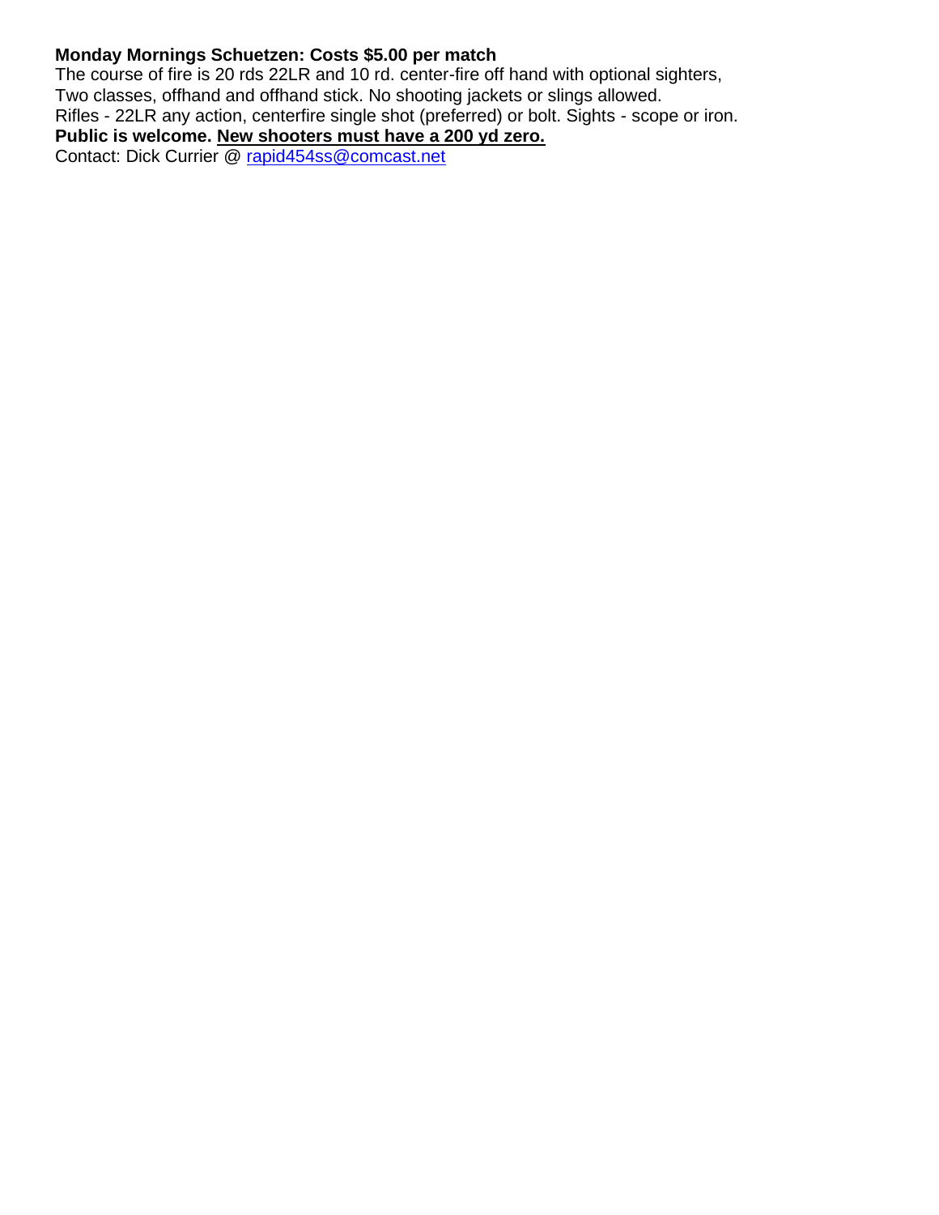**Monday Mornings Schuetzen: Costs $5.00 per match**

The course of fire is 20 rds 22LR and 10 rd. center-fire off hand with optional sighters,
Two classes, offhand and offhand stick. No shooting jackets or slings allowed.
Rifles - 22LR any action, centerfire single shot (preferred) or bolt. Sights - scope or iron.

**Public is welcome. <u>New shooters must have a 200 yd zero.</u>**

Contact: Dick Currier @ [rapid454ss@comcast.net](mailto:rapid454ss@comcast.net)